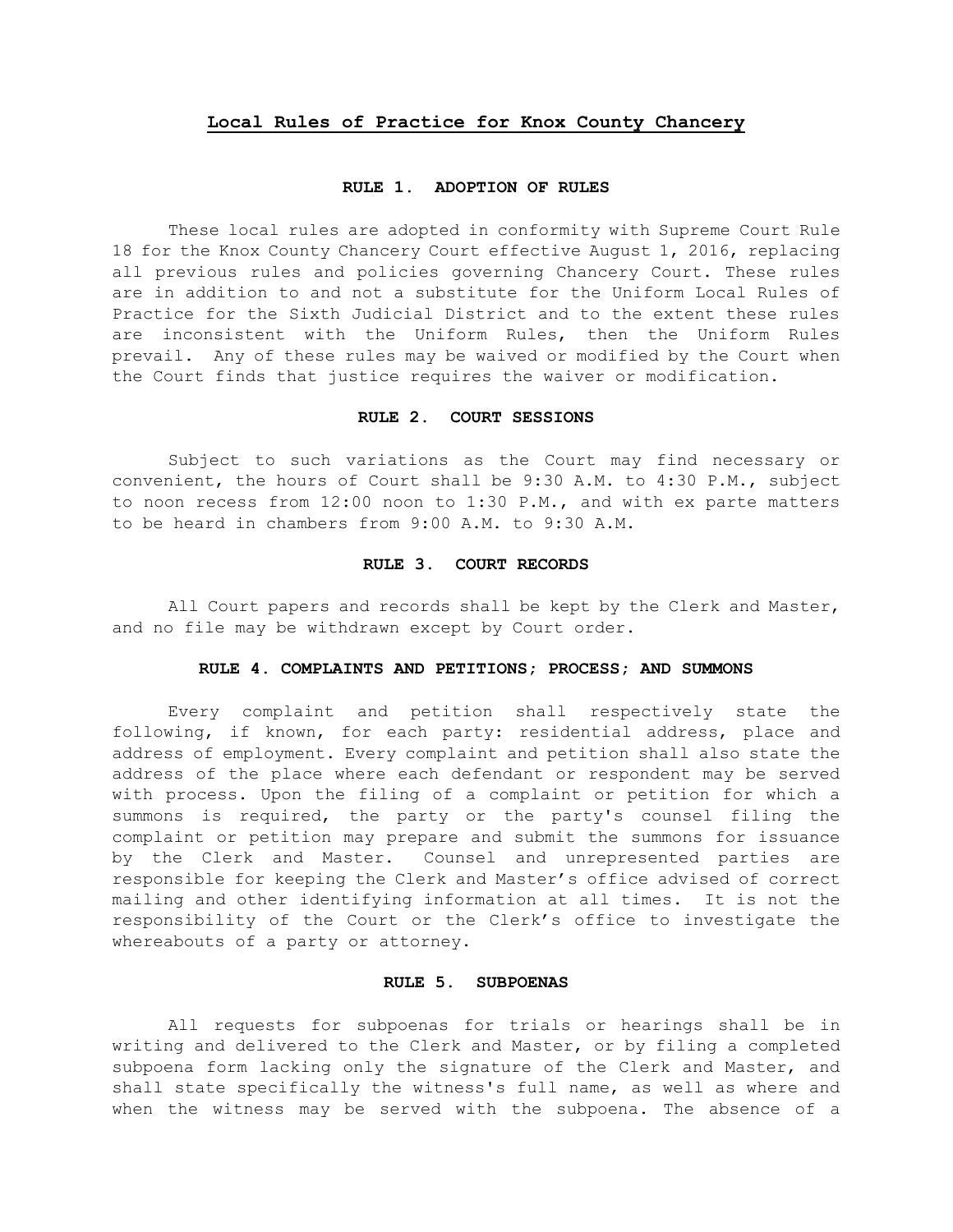# Local Rules of Practice for Knox County Chancery

## RULE 1. ADOPTION OF RULES

These local rules are adopted in conformity with Supreme Court Rule 18 for the Knox County Chancery Court effective August 1, 2016, replacing all previous rules and policies governing Chancery Court. These rules are in addition to and not a substitute for the Uniform Local Rules of Practice for the Sixth Judicial District and to the extent these rules are inconsistent with the Uniform Rules, then the Uniform Rules prevail. Any of these rules may be waived or modified by the Court when the Court finds that justice requires the waiver or modification.

## RULE 2. COURT SESSIONS

Subject to such variations as the Court may find necessary or convenient, the hours of Court shall be 9:30 A.M. to 4:30 P.M., subject to noon recess from 12:00 noon to 1:30 P.M., and with ex parte matters to be heard in chambers from 9:00 A.M. to 9:30 A.M.

## RULE 3. COURT RECORDS

All Court papers and records shall be kept by the Clerk and Master, and no file may be withdrawn except by Court order.

## RULE 4. COMPLAINTS AND PETITIONS; PROCESS; AND SUMMONS

Every complaint and petition shall respectively state the following, if known, for each party: residential address, place and address of employment. Every complaint and petition shall also state the address of the place where each defendant or respondent may be served with process. Upon the filing of a complaint or petition for which a summons is required, the party or the party's counsel filing the complaint or petition may prepare and submit the summons for issuance by the Clerk and Master. Counsel and unrepresented parties are responsible for keeping the Clerk and Master's office advised of correct mailing and other identifying information at all times. It is not the responsibility of the Court or the Clerk's office to investigate the whereabouts of a party or attorney.

## RULE 5. SUBPOENAS

All requests for subpoenas for trials or hearings shall be in writing and delivered to the Clerk and Master, or by filing a completed subpoena form lacking only the signature of the Clerk and Master, and shall state specifically the witness's full name, as well as where and when the witness may be served with the subpoena. The absence of a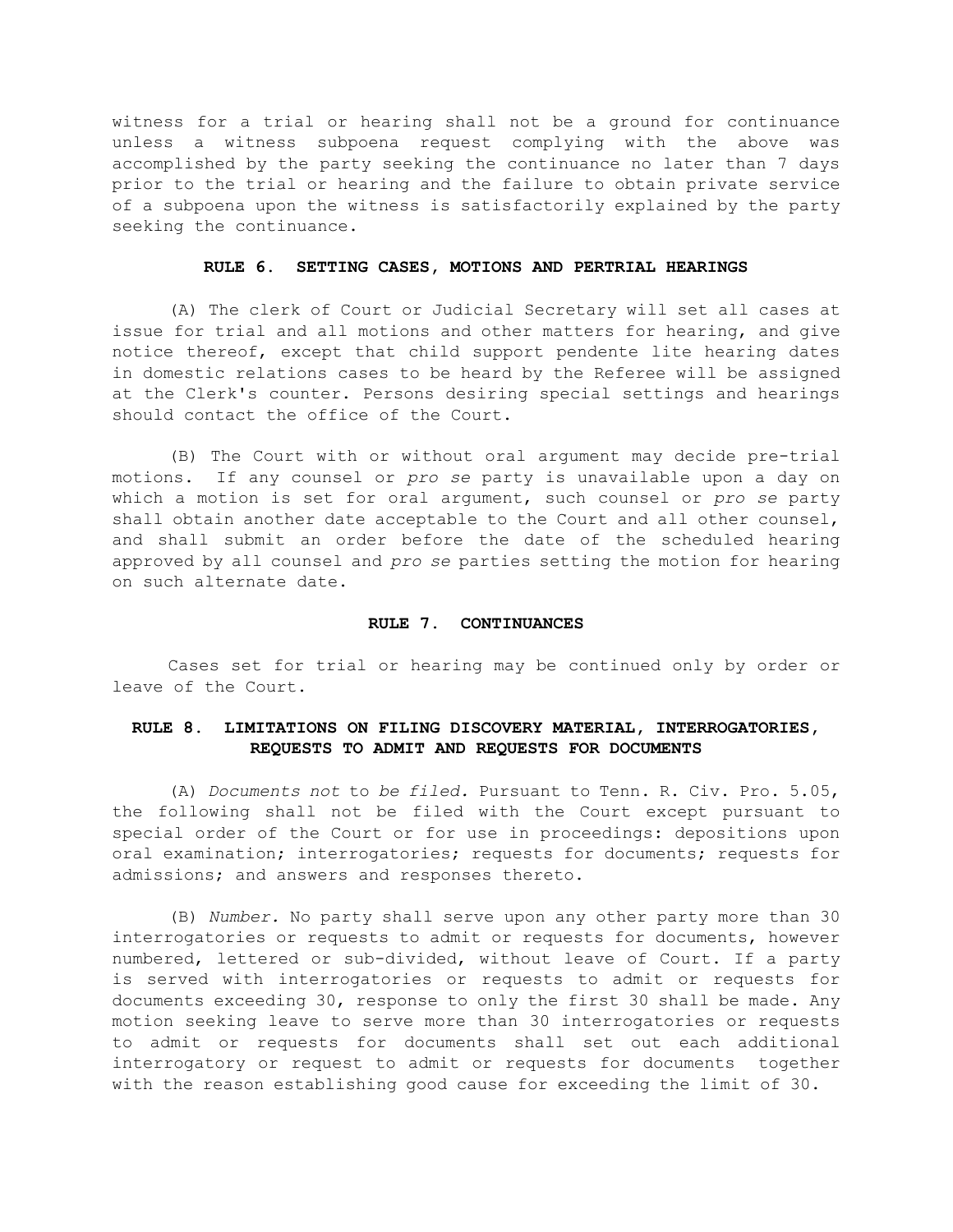witness for a trial or hearing shall not be a ground for continuance unless a witness subpoena request complying with the above was accomplished by the party seeking the continuance no later than 7 days prior to the trial or hearing and the failure to obtain private service of a subpoena upon the witness is satisfactorily explained by the party seeking the continuance.

## RULE 6. SETTING CASES, MOTIONS AND PERTRIAL HEARINGS

(A) The clerk of Court or Judicial Secretary will set all cases at issue for trial and all motions and other matters for hearing, and give notice thereof, except that child support pendente lite hearing dates in domestic relations cases to be heard by the Referee will be assigned at the Clerk's counter. Persons desiring special settings and hearings should contact the office of the Court.

(B) The Court with or without oral argument may decide pre-trial motions. If any counsel or *pro se* party is unavailable upon a day on which a motion is set for oral argument, such counsel or *pro se* party shall obtain another date acceptable to the Court and all other counsel, and shall submit an order before the date of the scheduled hearing approved by all counsel and *pro se* parties setting the motion for hearing on such alternate date.

## RULE 7. CONTINUANCES

Cases set for trial or hearing may be continued only by order or leave of the Court.

## RULE 8. LIMITATIONS ON FILING DISCOVERY MATERIAL, INTERROGATORIES, REQUESTS TO ADMIT AND REQUESTS FOR DOCUMENTS

(A) *Documents not* to *be filed.* Pursuant to Tenn. R. Civ. Pro. 5.05, the following shall not be filed with the Court except pursuant to special order of the Court or for use in proceedings: depositions upon oral examination; interrogatories; requests for documents; requests for admissions; and answers and responses thereto.

(B) *Number.* No party shall serve upon any other party more than 30 interrogatories or requests to admit or requests for documents, however numbered, lettered or sub-divided, without leave of Court. If a party is served with interrogatories or requests to admit or requests for documents exceeding 30, response to only the first 30 shall be made. Any motion seeking leave to serve more than 30 interrogatories or requests to admit or requests for documents shall set out each additional interrogatory or request to admit or requests for documents together with the reason establishing good cause for exceeding the limit of 30.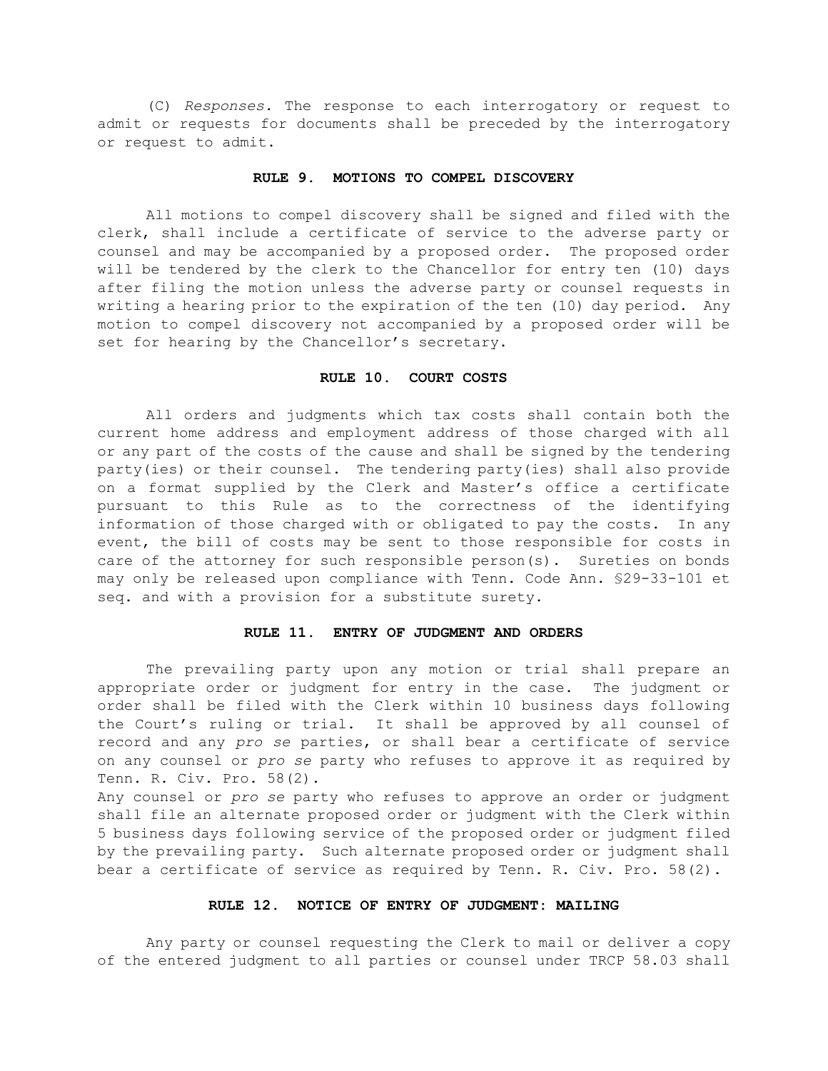(C) *Responses.* The response to each interrogatory or request to admit or requests for documents shall be preceded by the interrogatory or request to admit.

## RULE 9. MOTIONS TO COMPEL DISCOVERY

All motions to compel discovery shall be signed and filed with the clerk, shall include a certificate of service to the adverse party or counsel and may be accompanied by a proposed order. The proposed order will be tendered by the clerk to the Chancellor for entry ten (10) days after filing the motion unless the adverse party or counsel requests in writing a hearing prior to the expiration of the ten (10) day period. Any motion to compel discovery not accompanied by a proposed order will be set for hearing by the Chancellor's secretary.

## RULE 10. COURT COSTS

All orders and judgments which tax costs shall contain both the current home address and employment address of those charged with all or any part of the costs of the cause and shall be signed by the tendering party(ies) or their counsel. The tendering party(ies) shall also provide on a format supplied by the Clerk and Master's office a certificate pursuant to this Rule as to the correctness of the identifying information of those charged with or obligated to pay the costs. In any event, the bill of costs may be sent to those responsible for costs in care of the attorney for such responsible person(s). Sureties on bonds may only be released upon compliance with Tenn. Code Ann. §29-33-101 et seq. and with a provision for a substitute surety.

## RULE 11. ENTRY OF JUDGMENT AND ORDERS

The prevailing party upon any motion or trial shall prepare an appropriate order or judgment for entry in the case. The judgment or order shall be filed with the Clerk within 10 business days following the Court's ruling or trial. It shall be approved by all counsel of record and any *pro se* parties, or shall bear a certificate of service on any counsel or *pro se* party who refuses to approve it as required by Tenn. R. Civ. Pro. 58(2).
Any counsel or *pro se* party who refuses to approve an order or judgment shall file an alternate proposed order or judgment with the Clerk within 5 business days following service of the proposed order or judgment filed by the prevailing party. Such alternate proposed order or judgment shall bear a certificate of service as required by Tenn. R. Civ. Pro. 58(2).

## RULE 12. NOTICE OF ENTRY OF JUDGMENT: MAILING

Any party or counsel requesting the Clerk to mail or deliver a copy of the entered judgment to all parties or counsel under TRCP 58.03 shall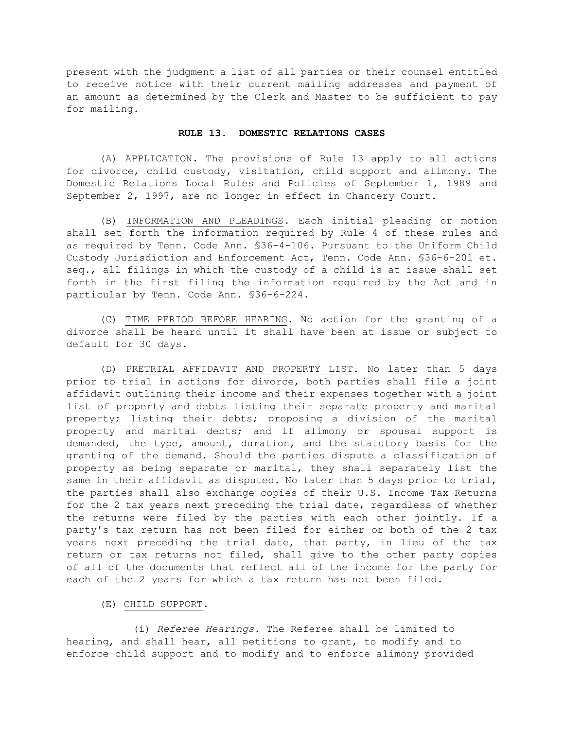present with the judgment a list of all parties or their counsel entitled to receive notice with their current mailing addresses and payment of an amount as determined by the Clerk and Master to be sufficient to pay for mailing.

## RULE 13. DOMESTIC RELATIONS CASES

(A) APPLICATION. The provisions of Rule 13 apply to all actions for divorce, child custody, visitation, child support and alimony. The Domestic Relations Local Rules and Policies of September 1, 1989 and September 2, 1997, are no longer in effect in Chancery Court.

(B) INFORMATION AND PLEADINGS. Each initial pleading or motion shall set forth the information required by Rule 4 of these rules and as required by Tenn. Code Ann. §36-4-106. Pursuant to the Uniform Child Custody Jurisdiction and Enforcement Act, Tenn. Code Ann. §36-6-201 et. seq., all filings in which the custody of a child is at issue shall set forth in the first filing the information required by the Act and in particular by Tenn. Code Ann. §36-6-224.

(C) TIME PERIOD BEFORE HEARING. No action for the granting of a divorce shall be heard until it shall have been at issue or subject to default for 30 days.

(D) PRETRIAL AFFIDAVIT AND PROPERTY LIST. No later than 5 days prior to trial in actions for divorce, both parties shall file a joint affidavit outlining their income and their expenses together with a joint list of property and debts listing their separate property and marital property; listing their debts; proposing a division of the marital property and marital debts; and if alimony or spousal support is demanded, the type, amount, duration, and the statutory basis for the granting of the demand. Should the parties dispute a classification of property as being separate or marital, they shall separately list the same in their affidavit as disputed. No later than 5 days prior to trial, the parties shall also exchange copies of their U.S. Income Tax Returns for the 2 tax years next preceding the trial date, regardless of whether the returns were filed by the parties with each other jointly. If a party's tax return has not been filed for either or both of the 2 tax years next preceding the trial date, that party, in lieu of the tax return or tax returns not filed, shall give to the other party copies of all of the documents that reflect all of the income for the party for each of the 2 years for which a tax return has not been filed.

(E) CHILD SUPPORT.

(i) *Referee Hearings.* The Referee shall be limited to hearing, and shall hear, all petitions to grant, to modify and to enforce child support and to modify and to enforce alimony provided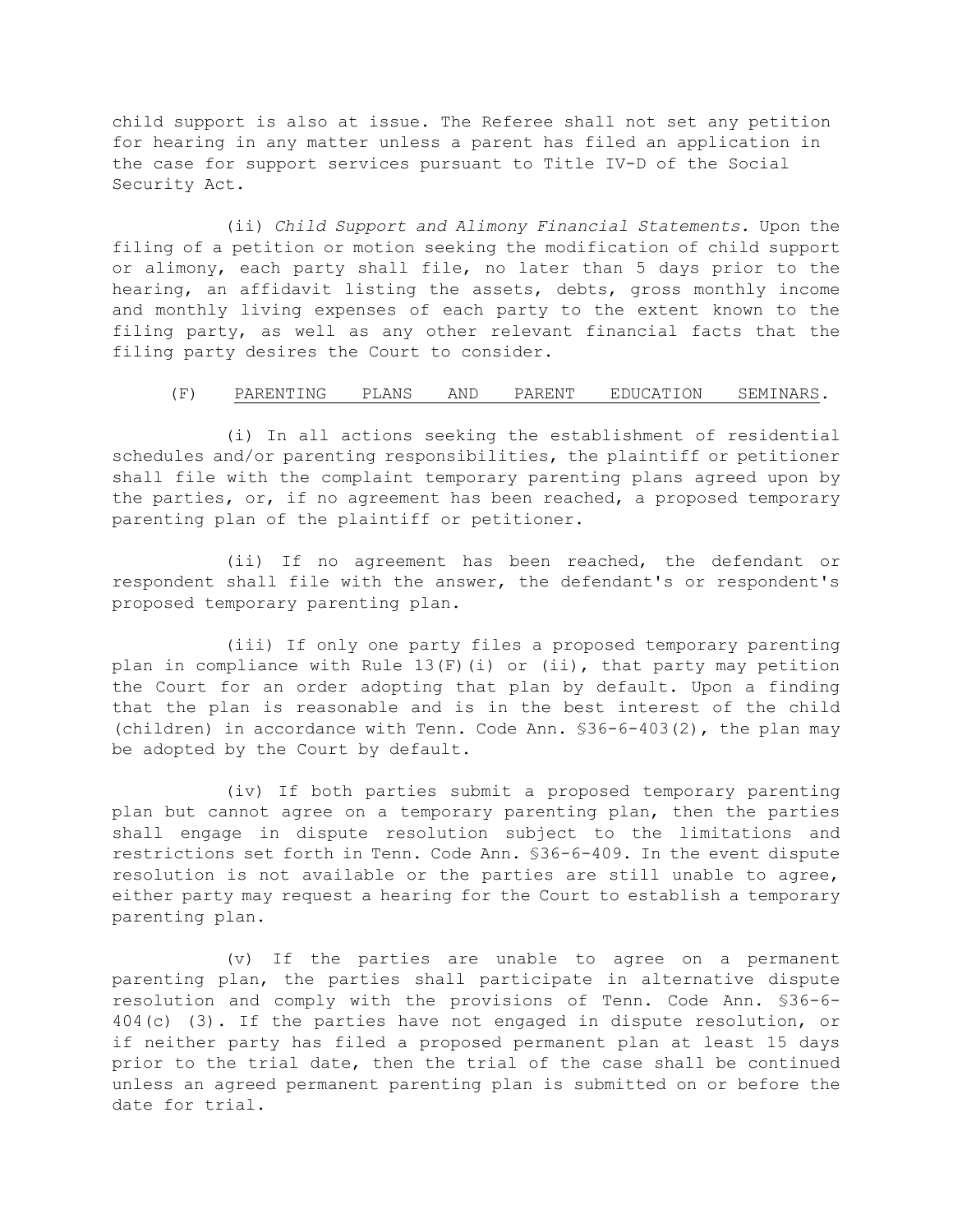child support is also at issue. The Referee shall not set any petition for hearing in any matter unless a parent has filed an application in the case for support services pursuant to Title IV-D of the Social Security Act.

(ii) *Child Support and Alimony Financial Statements.* Upon the filing of a petition or motion seeking the modification of child support or alimony, each party shall file, no later than 5 days prior to the hearing, an affidavit listing the assets, debts, gross monthly income and monthly living expenses of each party to the extent known to the filing party, as well as any other relevant financial facts that the filing party desires the Court to consider.

(F) <u>PARENTING PLANS AND PARENT EDUCATION SEMINARS</u>.

(i) In all actions seeking the establishment of residential schedules and/or parenting responsibilities, the plaintiff or petitioner shall file with the complaint temporary parenting plans agreed upon by the parties, or, if no agreement has been reached, a proposed temporary parenting plan of the plaintiff or petitioner.

(ii) If no agreement has been reached, the defendant or respondent shall file with the answer, the defendant's or respondent's proposed temporary parenting plan.

(iii) If only one party files a proposed temporary parenting plan in compliance with Rule 13(F)(i) or (ii), that party may petition the Court for an order adopting that plan by default. Upon a finding that the plan is reasonable and is in the best interest of the child (children) in accordance with Tenn. Code Ann. §36-6-403(2), the plan may be adopted by the Court by default.

(iv) If both parties submit a proposed temporary parenting plan but cannot agree on a temporary parenting plan, then the parties shall engage in dispute resolution subject to the limitations and restrictions set forth in Tenn. Code Ann. §36-6-409. In the event dispute resolution is not available or the parties are still unable to agree, either party may request a hearing for the Court to establish a temporary parenting plan.

(v) If the parties are unable to agree on a permanent parenting plan, the parties shall participate in alternative dispute resolution and comply with the provisions of Tenn. Code Ann. §36-6-404(c) (3). If the parties have not engaged in dispute resolution, or if neither party has filed a proposed permanent plan at least 15 days prior to the trial date, then the trial of the case shall be continued unless an agreed permanent parenting plan is submitted on or before the date for trial.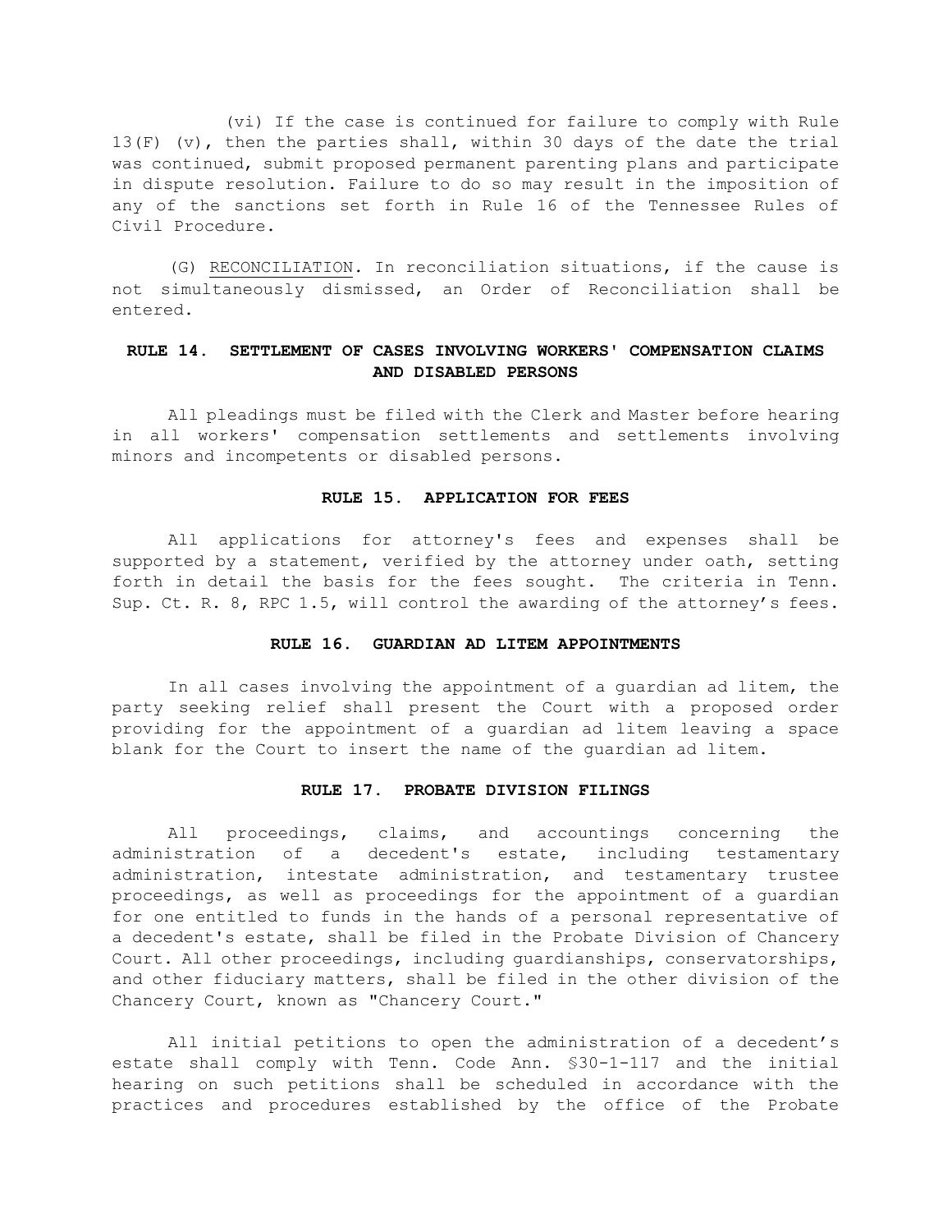(vi) If the case is continued for failure to comply with Rule 13(F) (v), then the parties shall, within 30 days of the date the trial was continued, submit proposed permanent parenting plans and participate in dispute resolution. Failure to do so may result in the imposition of any of the sanctions set forth in Rule 16 of the Tennessee Rules of Civil Procedure.

(G) RECONCILIATION. In reconciliation situations, if the cause is not simultaneously dismissed, an Order of Reconciliation shall be entered.

## RULE 14. SETTLEMENT OF CASES INVOLVING WORKERS' COMPENSATION CLAIMS AND DISABLED PERSONS

All pleadings must be filed with the Clerk and Master before hearing in all workers' compensation settlements and settlements involving minors and incompetents or disabled persons.

## RULE 15. APPLICATION FOR FEES

All applications for attorney's fees and expenses shall be supported by a statement, verified by the attorney under oath, setting forth in detail the basis for the fees sought. The criteria in Tenn. Sup. Ct. R. 8, RPC 1.5, will control the awarding of the attorney's fees.

## RULE 16. GUARDIAN AD LITEM APPOINTMENTS

In all cases involving the appointment of a guardian ad litem, the party seeking relief shall present the Court with a proposed order providing for the appointment of a guardian ad litem leaving a space blank for the Court to insert the name of the guardian ad litem.

## RULE 17. PROBATE DIVISION FILINGS

All proceedings, claims, and accountings concerning the administration of a decedent's estate, including testamentary administration, intestate administration, and testamentary trustee proceedings, as well as proceedings for the appointment of a guardian for one entitled to funds in the hands of a personal representative of a decedent's estate, shall be filed in the Probate Division of Chancery Court. All other proceedings, including guardianships, conservatorships, and other fiduciary matters, shall be filed in the other division of the Chancery Court, known as "Chancery Court."

All initial petitions to open the administration of a decedent's estate shall comply with Tenn. Code Ann. §30-1-117 and the initial hearing on such petitions shall be scheduled in accordance with the practices and procedures established by the office of the Probate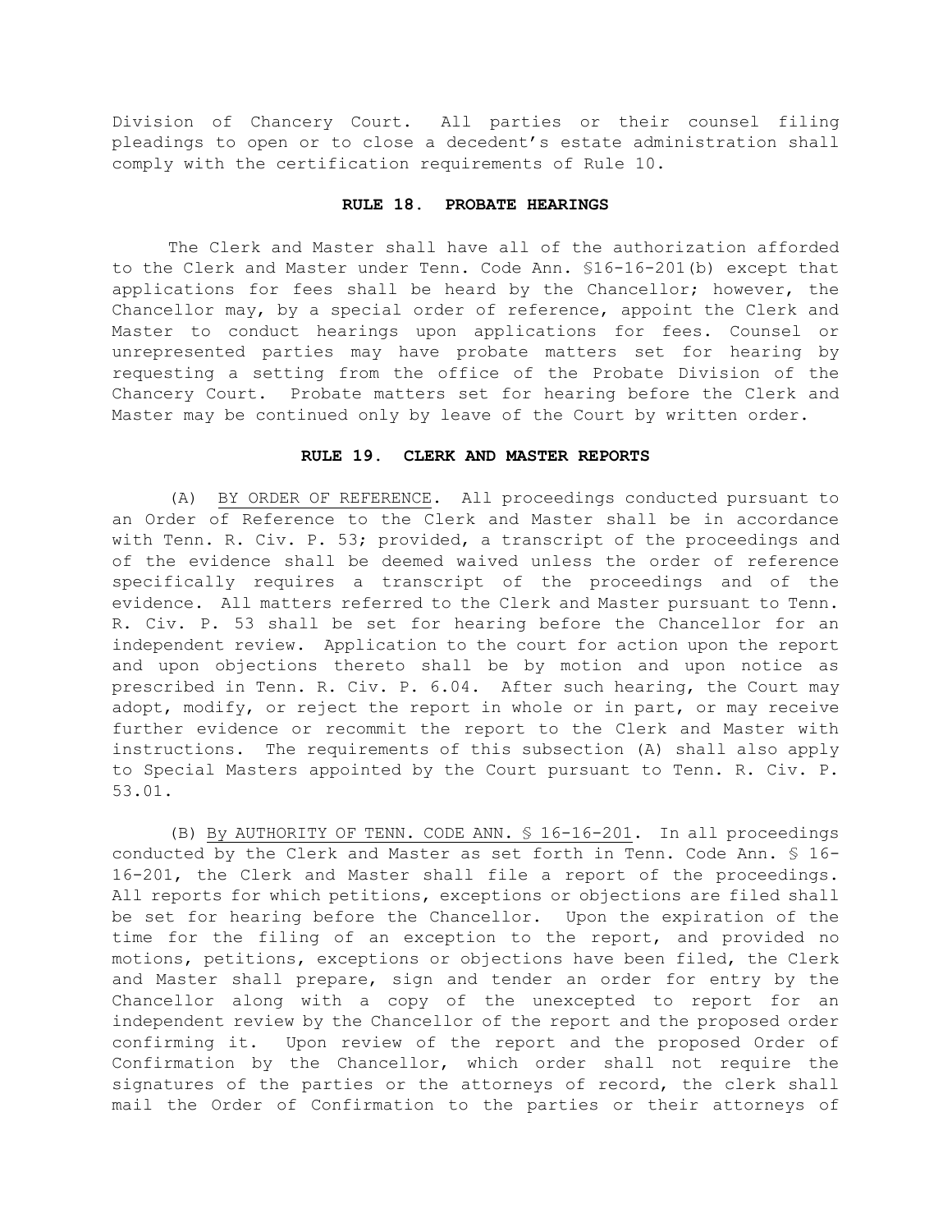Division of Chancery Court. All parties or their counsel filing pleadings to open or to close a decedent's estate administration shall comply with the certification requirements of Rule 10.

## RULE 18. PROBATE HEARINGS

The Clerk and Master shall have all of the authorization afforded to the Clerk and Master under Tenn. Code Ann. §16-16-201(b) except that applications for fees shall be heard by the Chancellor; however, the Chancellor may, by a special order of reference, appoint the Clerk and Master to conduct hearings upon applications for fees. Counsel or unrepresented parties may have probate matters set for hearing by requesting a setting from the office of the Probate Division of the Chancery Court. Probate matters set for hearing before the Clerk and Master may be continued only by leave of the Court by written order.

## RULE 19. CLERK AND MASTER REPORTS

(A) BY ORDER OF REFERENCE. All proceedings conducted pursuant to an Order of Reference to the Clerk and Master shall be in accordance with Tenn. R. Civ. P. 53; provided, a transcript of the proceedings and of the evidence shall be deemed waived unless the order of reference specifically requires a transcript of the proceedings and of the evidence. All matters referred to the Clerk and Master pursuant to Tenn. R. Civ. P. 53 shall be set for hearing before the Chancellor for an independent review. Application to the court for action upon the report and upon objections thereto shall be by motion and upon notice as prescribed in Tenn. R. Civ. P. 6.04. After such hearing, the Court may adopt, modify, or reject the report in whole or in part, or may receive further evidence or recommit the report to the Clerk and Master with instructions. The requirements of this subsection (A) shall also apply to Special Masters appointed by the Court pursuant to Tenn. R. Civ. P. 53.01.

(B) By AUTHORITY OF TENN. CODE ANN. § 16-16-201. In all proceedings conducted by the Clerk and Master as set forth in Tenn. Code Ann. § 16-16-201, the Clerk and Master shall file a report of the proceedings. All reports for which petitions, exceptions or objections are filed shall be set for hearing before the Chancellor. Upon the expiration of the time for the filing of an exception to the report, and provided no motions, petitions, exceptions or objections have been filed, the Clerk and Master shall prepare, sign and tender an order for entry by the Chancellor along with a copy of the unexcepted to report for an independent review by the Chancellor of the report and the proposed order confirming it. Upon review of the report and the proposed Order of Confirmation by the Chancellor, which order shall not require the signatures of the parties or the attorneys of record, the clerk shall mail the Order of Confirmation to the parties or their attorneys of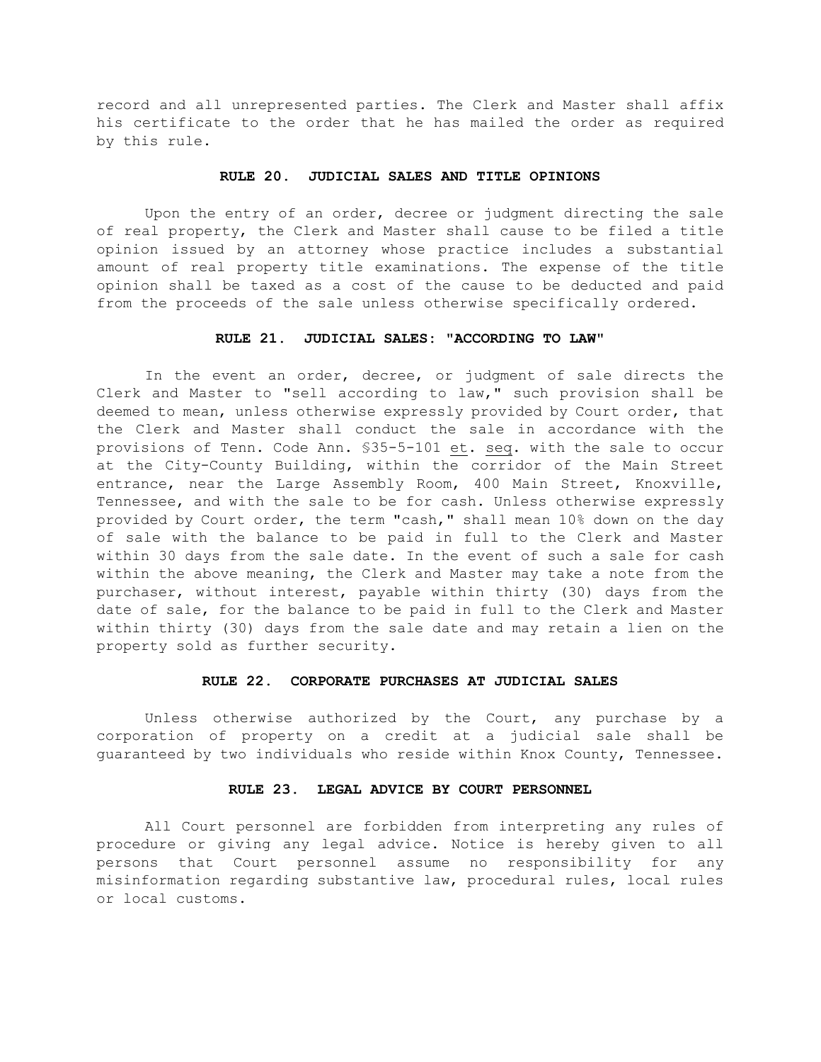record and all unrepresented parties. The Clerk and Master shall affix his certificate to the order that he has mailed the order as required by this rule.

### RULE 20. JUDICIAL SALES AND TITLE OPINIONS

Upon the entry of an order, decree or judgment directing the sale of real property, the Clerk and Master shall cause to be filed a title opinion issued by an attorney whose practice includes a substantial amount of real property title examinations. The expense of the title opinion shall be taxed as a cost of the cause to be deducted and paid from the proceeds of the sale unless otherwise specifically ordered.

### RULE 21. JUDICIAL SALES: "ACCORDING TO LAW"

In the event an order, decree, or judgment of sale directs the Clerk and Master to "sell according to law," such provision shall be deemed to mean, unless otherwise expressly provided by Court order, that the Clerk and Master shall conduct the sale in accordance with the provisions of Tenn. Code Ann. §35-5-101 et. seq. with the sale to occur at the City-County Building, within the corridor of the Main Street entrance, near the Large Assembly Room, 400 Main Street, Knoxville, Tennessee, and with the sale to be for cash. Unless otherwise expressly provided by Court order, the term "cash," shall mean 10% down on the day of sale with the balance to be paid in full to the Clerk and Master within 30 days from the sale date. In the event of such a sale for cash within the above meaning, the Clerk and Master may take a note from the purchaser, without interest, payable within thirty (30) days from the date of sale, for the balance to be paid in full to the Clerk and Master within thirty (30) days from the sale date and may retain a lien on the property sold as further security.

### RULE 22. CORPORATE PURCHASES AT JUDICIAL SALES

Unless otherwise authorized by the Court, any purchase by a corporation of property on a credit at a judicial sale shall be guaranteed by two individuals who reside within Knox County, Tennessee.

### RULE 23. LEGAL ADVICE BY COURT PERSONNEL

All Court personnel are forbidden from interpreting any rules of procedure or giving any legal advice. Notice is hereby given to all persons that Court personnel assume no responsibility for any misinformation regarding substantive law, procedural rules, local rules or local customs.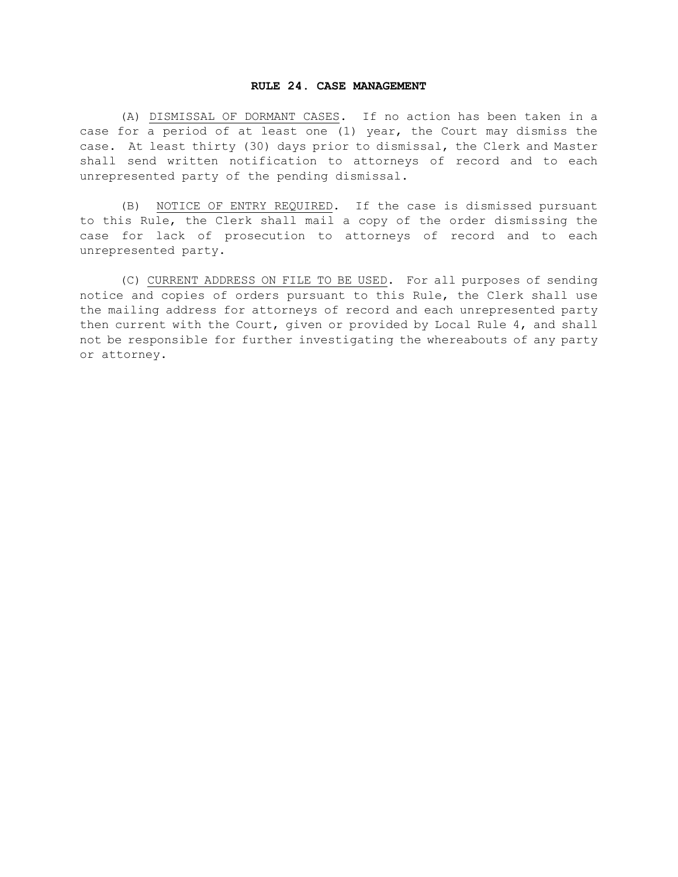## RULE 24. CASE MANAGEMENT

(A) DISMISSAL OF DORMANT CASES. If no action has been taken in a case for a period of at least one (1) year, the Court may dismiss the case. At least thirty (30) days prior to dismissal, the Clerk and Master shall send written notification to attorneys of record and to each unrepresented party of the pending dismissal.

(B) NOTICE OF ENTRY REQUIRED. If the case is dismissed pursuant to this Rule, the Clerk shall mail a copy of the order dismissing the case for lack of prosecution to attorneys of record and to each unrepresented party.

(C) CURRENT ADDRESS ON FILE TO BE USED. For all purposes of sending notice and copies of orders pursuant to this Rule, the Clerk shall use the mailing address for attorneys of record and each unrepresented party then current with the Court, given or provided by Local Rule 4, and shall not be responsible for further investigating the whereabouts of any party or attorney.